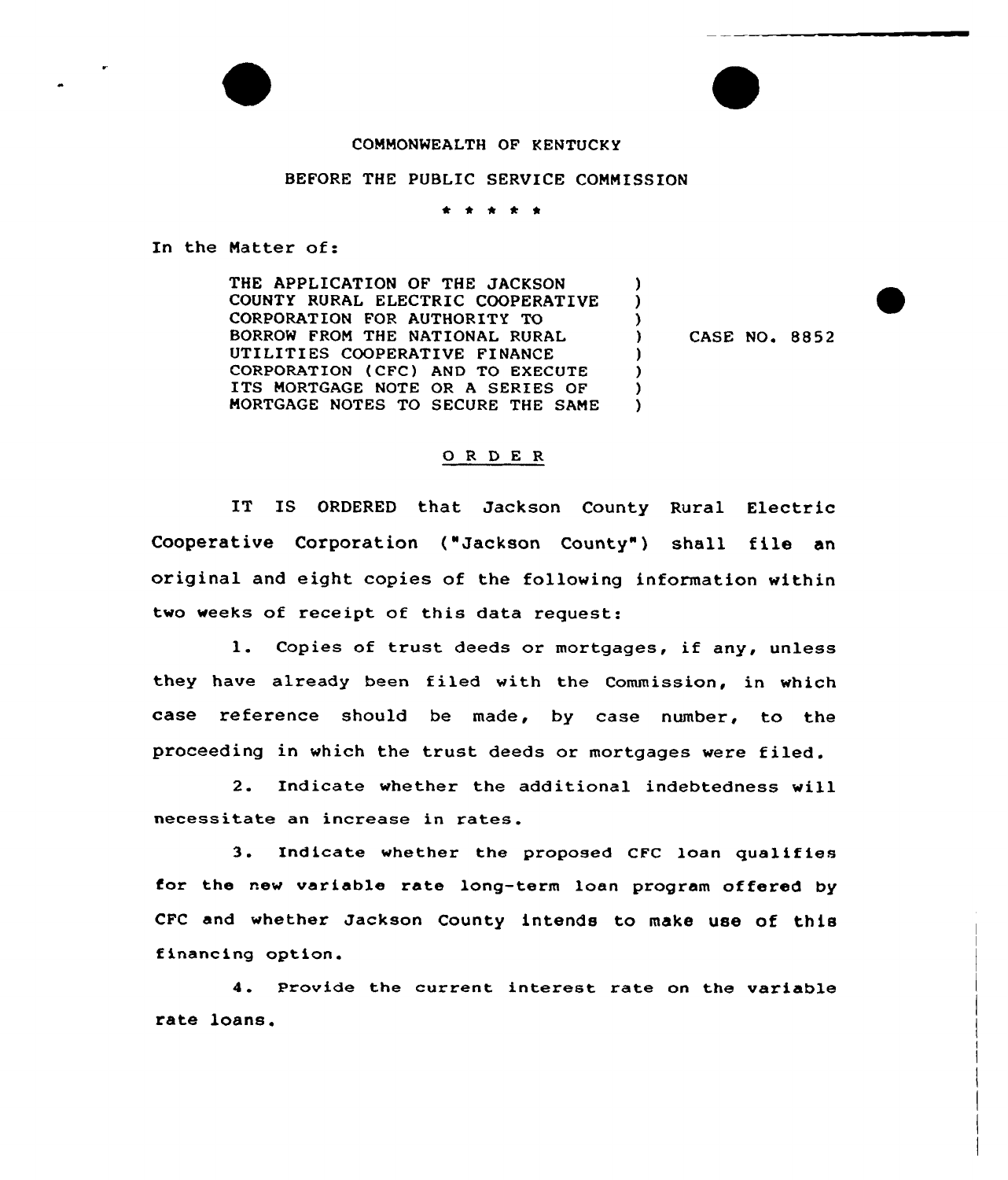COMMONWEALTH OF KENTUCKY

BEFORE THE PUBLIC SERVICE COMMISSION

\* \* \* \* \*

In the Matter of:

THE APPLICATION OF THE JACKSON COUNTY RURAL ELECTRIC COOPERATIVE CORPORATION FOR AUTHORITY TO BORROW FROM THE NATIONAL RURAL UTILITIES COOPERATIVE FINANCE CORPORATION (CFC) AND TO EXECUTE ITS MORTGAGE NOTE OR A SERIES OF MORTGAGE NOTES TO SECURE THE SAME ) CASE NO. 8852

## ORDER

IT IS ORDERED that Jackson County Rural Electric Cooperative Corporation ("Jackson County") shall file an original and eight copies of the following information within two weeks of receipt of this data request:

1. Copies of trust deeds or mortgages, if any, unless they have already been filed with the Commission, in which case reference should be made, by case number, to the proceeding in which the trust deeds or mortgages were filed.

2. Indicate whether the additional indebtedness will necessitate an increase in rates.

3. Indicate whether the proposed CFC loan qualifies for the new variable rate long-term loan program offered by CFC and whether Jackson County intends to make use of this financing option.

4. Provide the current interest rate on the variable rate loans.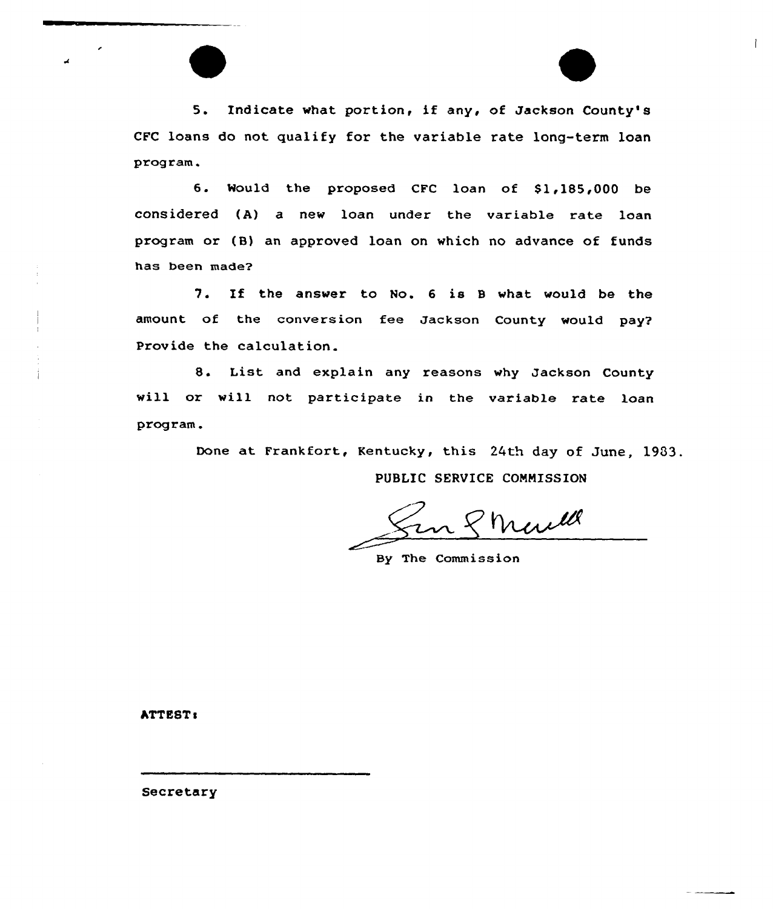5. Indicate what portion, if any, of Jackson County's CFC loans do not qualify for the variable rate long-term loan program.

6. Would the proposed CFC loan of $1,185,000 be considered (A) a new loan under the variable rate loan program or (B) an approved loan on which no advance of funds has been made?

7. If the answer to No. 6 is B what would be the amount of the conversion fee Jackson County would pay? Provide the calculation.

8. List and explain any reasons why Jackson County will or will not participate in the variable rate loan program.

Done at Frankfort, Kentucky, this 24th day of June, 1983.

PUBLIC SERVICE COMMISSION

By The Commission

ATTEST:

Secretary